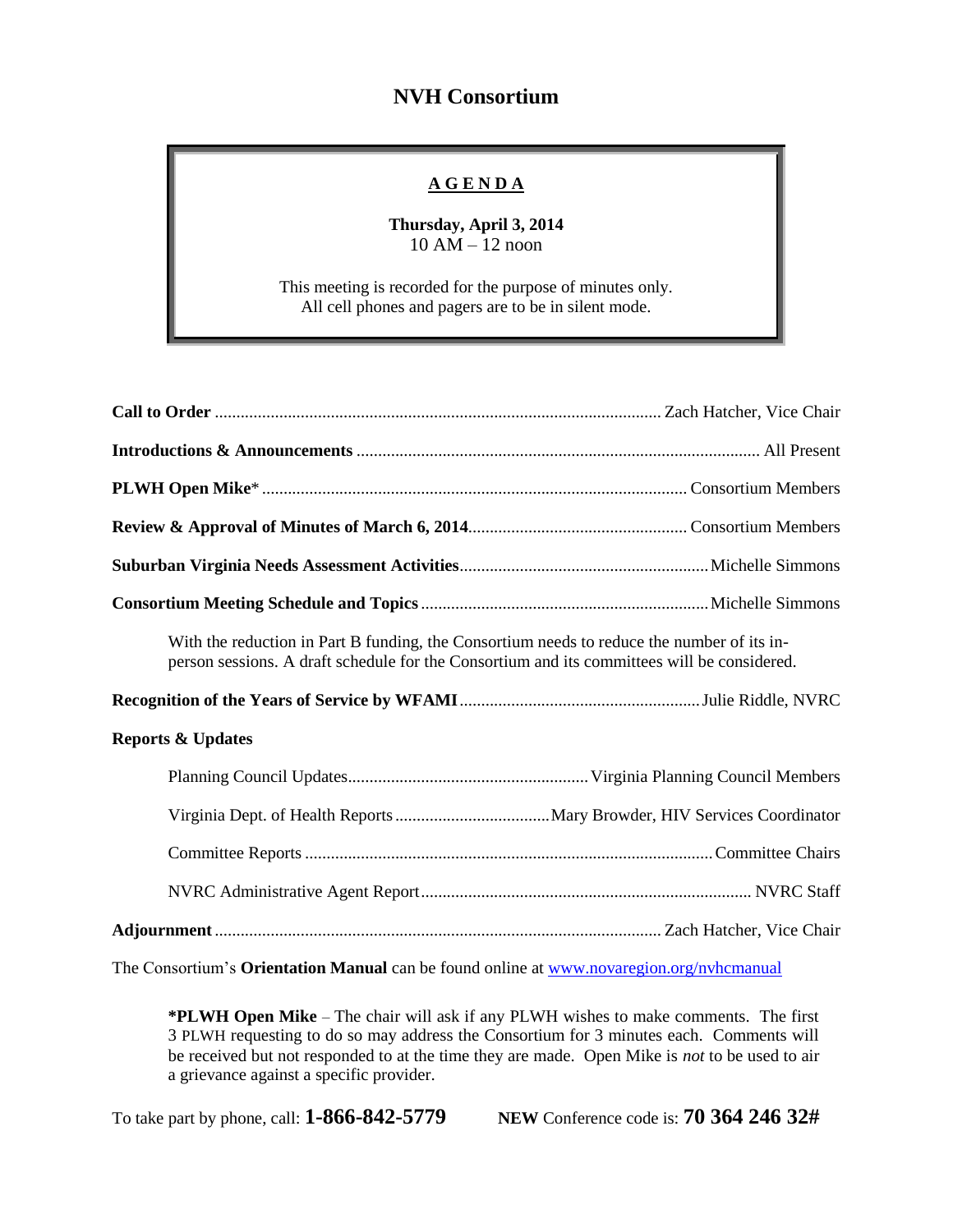# NVH Consortium

## AGENDA

**Thursday, April 3, 2014**
10 AM – 12 noon

This meeting is recorded for the purpose of minutes only.
All cell phones and pagers are to be in silent mode.

**Call to Order** ........................................ Zach Hatcher, Vice Chair

**Introductions & Announcements** ........................................ All Present

**PLWH Open Mike*** ........................................ Consortium Members

**Review & Approval of Minutes of March 6, 2014** ........................................ Consortium Members

**Suburban Virginia Needs Assessment Activities** ........................................ Michelle Simmons

**Consortium Meeting Schedule and Topics** ........................................ Michelle Simmons

With the reduction in Part B funding, the Consortium needs to reduce the number of its in-person sessions. A draft schedule for the Consortium and its committees will be considered.

**Recognition of the Years of Service by WFAMI** ........................................ Julie Riddle, NVRC

**Reports & Updates**

- Planning Council Updates ........................................ Virginia Planning Council Members
- Virginia Dept. of Health Reports ........................................ Mary Browder, HIV Services Coordinator
- Committee Reports ........................................ Committee Chairs
- NVRC Administrative Agent Report ........................................ NVRC Staff

**Adjournment** ........................................ Zach Hatcher, Vice Chair

The Consortium's **Orientation Manual** can be found online at [www.novaregion.org/nvhcmanual](http://www.novaregion.org/nvhcmanual)

**\*PLWH Open Mike** – The chair will ask if any PLWH wishes to make comments. The first 3 PLWH requesting to do so may address the Consortium for 3 minutes each. Comments will be received but not responded to at the time they are made. Open Mike is *not* to be used to air a grievance against a specific provider.

To take part by phone, call: **1-866-842-5779** **NEW** Conference code is: **70 364 246 32#**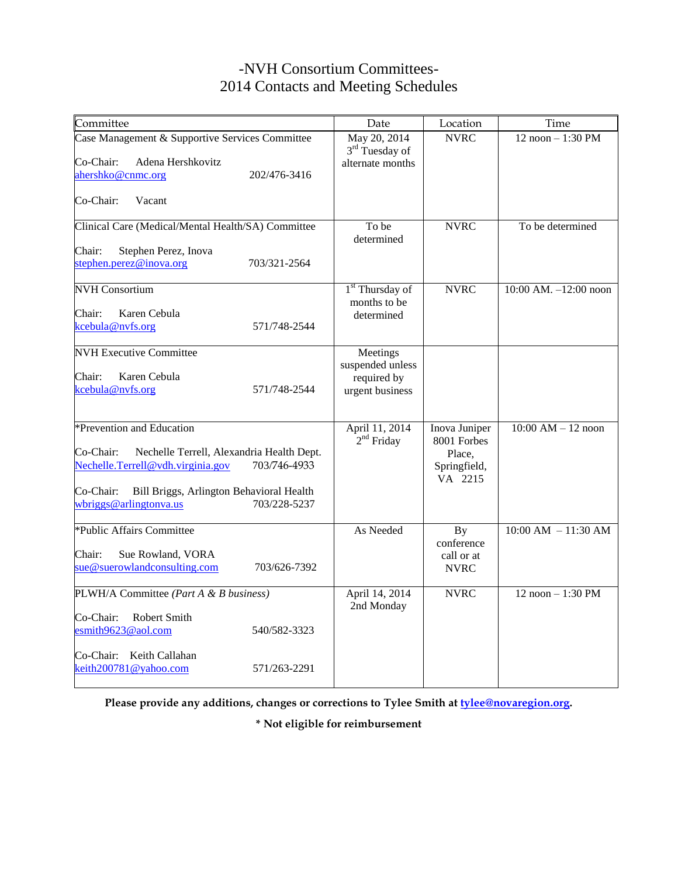# -NVH Consortium Committees-
# 2014 Contacts and Meeting Schedules

| Committee | Date | Location | Time |
|---|---|---|---|
| Case Management & Supportive Services Committee<br><br>Co-Chair: Adena Hershkovitz<br>ahershko@cnmc.org 202/476-3416<br><br>Co-Chair: Vacant | May 20, 2014<br>3rd Tuesday of alternate months | NVRC | 12 noon – 1:30 PM |
| Clinical Care (Medical/Mental Health/SA) Committee<br><br>Chair: Stephen Perez, Inova<br>stephen.perez@inova.org 703/321-2564 | To be determined | NVRC | To be determined |
| NVH Consortium<br><br>Chair: Karen Cebula<br>kcebula@nvfs.org 571/748-2544 | 1st Thursday of months to be determined | NVRC | 10:00 AM. –12:00 noon |
| NVH Executive Committee<br><br>Chair: Karen Cebula<br>kcebula@nvfs.org 571/748-2544 | Meetings suspended unless required by urgent business | | |
| *Prevention and Education<br><br>Co-Chair: Nechelle Terrell, Alexandria Health Dept.<br>Nechelle.Terrell@vdh.virginia.gov 703/746-4933<br><br>Co-Chair: Bill Briggs, Arlington Behavioral Health<br>wbriggs@arlingtonva.us 703/228-5237 | April 11, 2014<br>2nd Friday | Inova Juniper<br>8001 Forbes Place,<br>Springfield, VA 2215 | 10:00 AM – 12 noon |
| *Public Affairs Committee<br><br>Chair: Sue Rowland, VORA<br>sue@suerowlandconsulting.com 703/626-7392 | As Needed | By conference call or at NVRC | 10:00 AM – 11:30 AM |
| PLWH/A Committee *(Part A & B business)*<br><br>Co-Chair: Robert Smith<br>esmith9623@aol.com 540/582-3323<br><br>Co-Chair: Keith Callahan<br>keith200781@yahoo.com 571/263-2291 | April 14, 2014<br>2nd Monday | NVRC | 12 noon – 1:30 PM |

**Please provide any additions, changes or corrections to Tylee Smith at tylee@novaregion.org.**

**\* Not eligible for reimbursement**